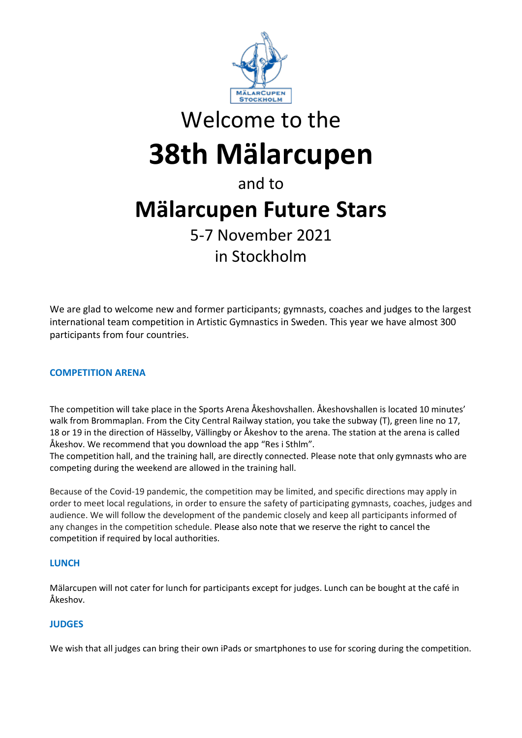Welcome to the

# 38th Mälarcupen

and to

# Mälarcupen Future Stars

5-7 November 2021

in Stockholm

We are glad to welcome new and former participants; gymnasts, coaches and judges to the largest international team competition in Artistic Gymnastics in Sweden. This year we have almost 300 participants from four countries.

## COMPETITION ARENA

The competition will take place in the Sports Arena Åkeshovshallen. Åkeshovshallen is located 10 minutes' walk from Brommaplan. From the City Central Railway station, you take the subway (T), green line no 17, 18 or 19 in the direction of Hässelby, Vällingby or Åkeshov to the arena. The station at the arena is called Åkeshov. We recommend that you download the app "Res i Sthlm".
The competition hall, and the training hall, are directly connected. Please note that only gymnasts who are competing during the weekend are allowed in the training hall.

Because of the Covid-19 pandemic, the competition may be limited, and specific directions may apply in order to meet local regulations, in order to ensure the safety of participating gymnasts, coaches, judges and audience. We will follow the development of the pandemic closely and keep all participants informed of any changes in the competition schedule. Please also note that we reserve the right to cancel the competition if required by local authorities.

## LUNCH

Mälarcupen will not cater for lunch for participants except for judges. Lunch can be bought at the café in Åkeshov.

## JUDGES

We wish that all judges can bring their own iPads or smartphones to use for scoring during the competition.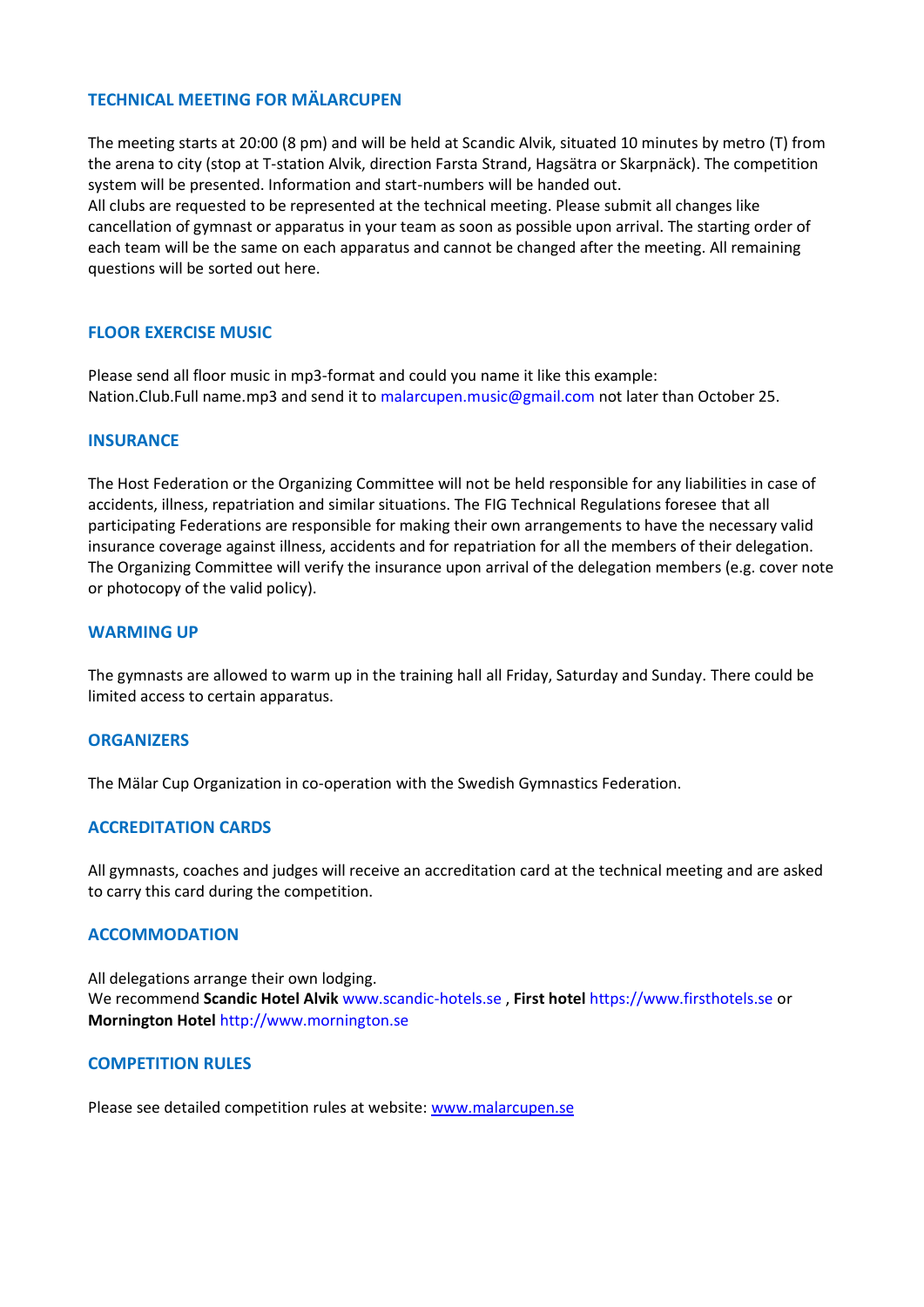## TECHNICAL MEETING FOR MÄLARCUPEN

The meeting starts at 20:00 (8 pm) and will be held at Scandic Alvik, situated 10 minutes by metro (T) from the arena to city (stop at T-station Alvik, direction Farsta Strand, Hagsätra or Skarpnäck). The competition system will be presented. Information and start-numbers will be handed out.
All clubs are requested to be represented at the technical meeting. Please submit all changes like cancellation of gymnast or apparatus in your team as soon as possible upon arrival. The starting order of each team will be the same on each apparatus and cannot be changed after the meeting. All remaining questions will be sorted out here.

## FLOOR EXERCISE MUSIC

Please send all floor music in mp3-format and could you name it like this example:
Nation.Club.Full name.mp3 and send it to malarcupen.music@gmail.com not later than October 25.

## INSURANCE

The Host Federation or the Organizing Committee will not be held responsible for any liabilities in case of accidents, illness, repatriation and similar situations. The FIG Technical Regulations foresee that all participating Federations are responsible for making their own arrangements to have the necessary valid insurance coverage against illness, accidents and for repatriation for all the members of their delegation. The Organizing Committee will verify the insurance upon arrival of the delegation members (e.g. cover note or photocopy of the valid policy).

## WARMING UP

The gymnasts are allowed to warm up in the training hall all Friday, Saturday and Sunday. There could be limited access to certain apparatus.

## ORGANIZERS

The Mälar Cup Organization in co-operation with the Swedish Gymnastics Federation.

## ACCREDITATION CARDS

All gymnasts, coaches and judges will receive an accreditation card at the technical meeting and are asked to carry this card during the competition.

## ACCOMMODATION

All delegations arrange their own lodging.
We recommend **Scandic Hotel Alvik** www.scandic-hotels.se , **First hotel** https://www.firsthotels.se or **Mornington Hotel** http://www.mornington.se

## COMPETITION RULES

Please see detailed competition rules at website: www.malarcupen.se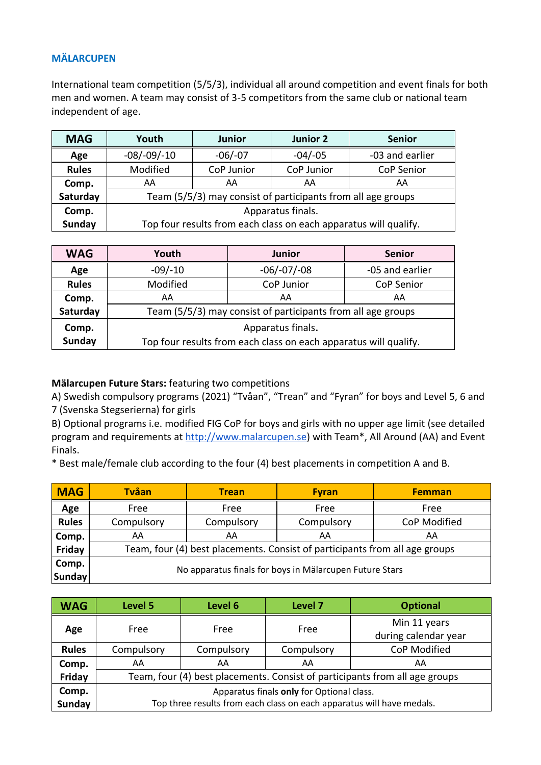### MÄLARCUPEN

International team competition (5/5/3), individual all around competition and event finals for both men and women. A team may consist of 3-5 competitors from the same club or national team independent of age.

| MAG | Youth | Junior | Junior 2 | Senior |
|---|---|---|---|---|
| Age | -08/-09/-10 | -06/-07 | -04/-05 | -03 and earlier |
| Rules | Modified | CoP Junior | CoP Junior | CoP Senior |
| Comp. Saturday | AA | AA | AA | AA |
| | Team (5/5/3) may consist of participants from all age groups | | | |
| Comp. Sunday | Apparatus finals. Top four results from each class on each apparatus will qualify. | | | |

| WAG | Youth | Junior | Senior |
|---|---|---|---|
| Age | -09/-10 | -06/-07/-08 | -05 and earlier |
| Rules | Modified | CoP Junior | CoP Senior |
| Comp. Saturday | AA | AA | AA |
| | Team (5/5/3) may consist of participants from all age groups | | |
| Comp. Sunday | Apparatus finals. Top four results from each class on each apparatus will qualify. | | |

**Mälarcupen Future Stars:** featuring two competitions

A) Swedish compulsory programs (2021) “Tvåan”, “Trean” and “Fyran” for boys and Level 5, 6 and 7 (Svenska Stegserierna) for girls

B) Optional programs i.e. modified FIG CoP for boys and girls with no upper age limit (see detailed program and requirements at http://www.malarcupen.se) with Team*, All Around (AA) and Event Finals.

* Best male/female club according to the four (4) best placements in competition A and B.

| MAG | Tvåan | Trean | Fyran | Femman |
|---|---|---|---|---|
| Age | Free | Free | Free | Free |
| Rules | Compulsory | Compulsory | Compulsory | CoP Modified |
| Comp. Friday | AA | AA | AA | AA |
| | Team, four (4) best placements. Consist of participants from all age groups | | | |
| Comp. Sunday | No apparatus finals for boys in Mälarcupen Future Stars | | | |

| WAG | Level 5 | Level 6 | Level 7 | Optional |
|---|---|---|---|---|
| Age | Free | Free | Free | Min 11 years during calendar year |
| Rules | Compulsory | Compulsory | Compulsory | CoP Modified |
| Comp. Friday | AA | AA | AA | AA |
| | Team, four (4) best placements. Consist of participants from all age groups | | | |
| Comp. Sunday | Apparatus finals **only** for Optional class. Top three results from each class on each apparatus will have medals. | | | |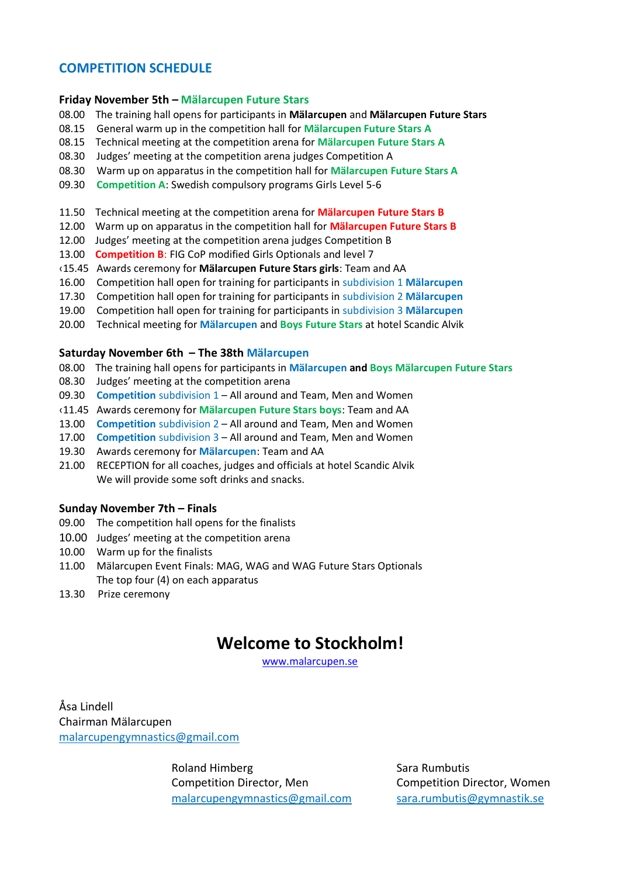## COMPETITION SCHEDULE

### Friday November 5th – Mälarcupen Future Stars

08.00 The training hall opens for participants in **Mälarcupen** and **Mälarcupen Future Stars**
08.15 General warm up in the competition hall for **Mälarcupen Future Stars A**
08.15 Technical meeting at the competition arena for **Mälarcupen Future Stars A**
08.30 Judges' meeting at the competition arena judges Competition A
08.30 Warm up on apparatus in the competition hall for **Mälarcupen Future Stars A**
09.30 **Competition A**: Swedish compulsory programs Girls Level 5-6

11.50 Technical meeting at the competition arena for **Mälarcupen Future Stars B**
12.00 Warm up on apparatus in the competition hall for **Mälarcupen Future Stars B**
12.00 Judges' meeting at the competition arena judges Competition B
13.00 **Competition B**: FIG CoP modified Girls Optionals and level 7
‹15.45 Awards ceremony for **Mälarcupen Future Stars girls**: Team and AA
16.00 Competition hall open for training for participants in subdivision 1 **Mälarcupen**
17.30 Competition hall open for training for participants in subdivision 2 **Mälarcupen**
19.00 Competition hall open for training for participants in subdivision 3 **Mälarcupen**
20.00 Technical meeting for **Mälarcupen** and **Boys Future Stars** at hotel Scandic Alvik

### Saturday November 6th – The 38th Mälarcupen

08.00 The training hall opens for participants in **Mälarcupen and Boys Mälarcupen Future Stars**
08.30 Judges' meeting at the competition arena
09.30 **Competition** subdivision 1 – All around and Team, Men and Women
‹11.45 Awards ceremony for **Mälarcupen Future Stars boys**: Team and AA
13.00 **Competition** subdivision 2 – All around and Team, Men and Women
17.00 **Competition** subdivision 3 – All around and Team, Men and Women
19.30 Awards ceremony for **Mälarcupen**: Team and AA
21.00 RECEPTION for all coaches, judges and officials at hotel Scandic Alvik
We will provide some soft drinks and snacks.

### Sunday November 7th – Finals

09.00 The competition hall opens for the finalists
10.00 Judges' meeting at the competition arena
10.00 Warm up for the finalists
11.00 Mälarcupen Event Finals: MAG, WAG and WAG Future Stars Optionals
The top four (4) on each apparatus
13.30 Prize ceremony

# Welcome to Stockholm!

www.malarcupen.se

Åsa Lindell
Chairman Mälarcupen
malarcupengymnastics@gmail.com

Roland Himberg
Competition Director, Men
malarcupengymnastics@gmail.com

Sara Rumbutis
Competition Director, Women
sara.rumbutis@gymnastik.se